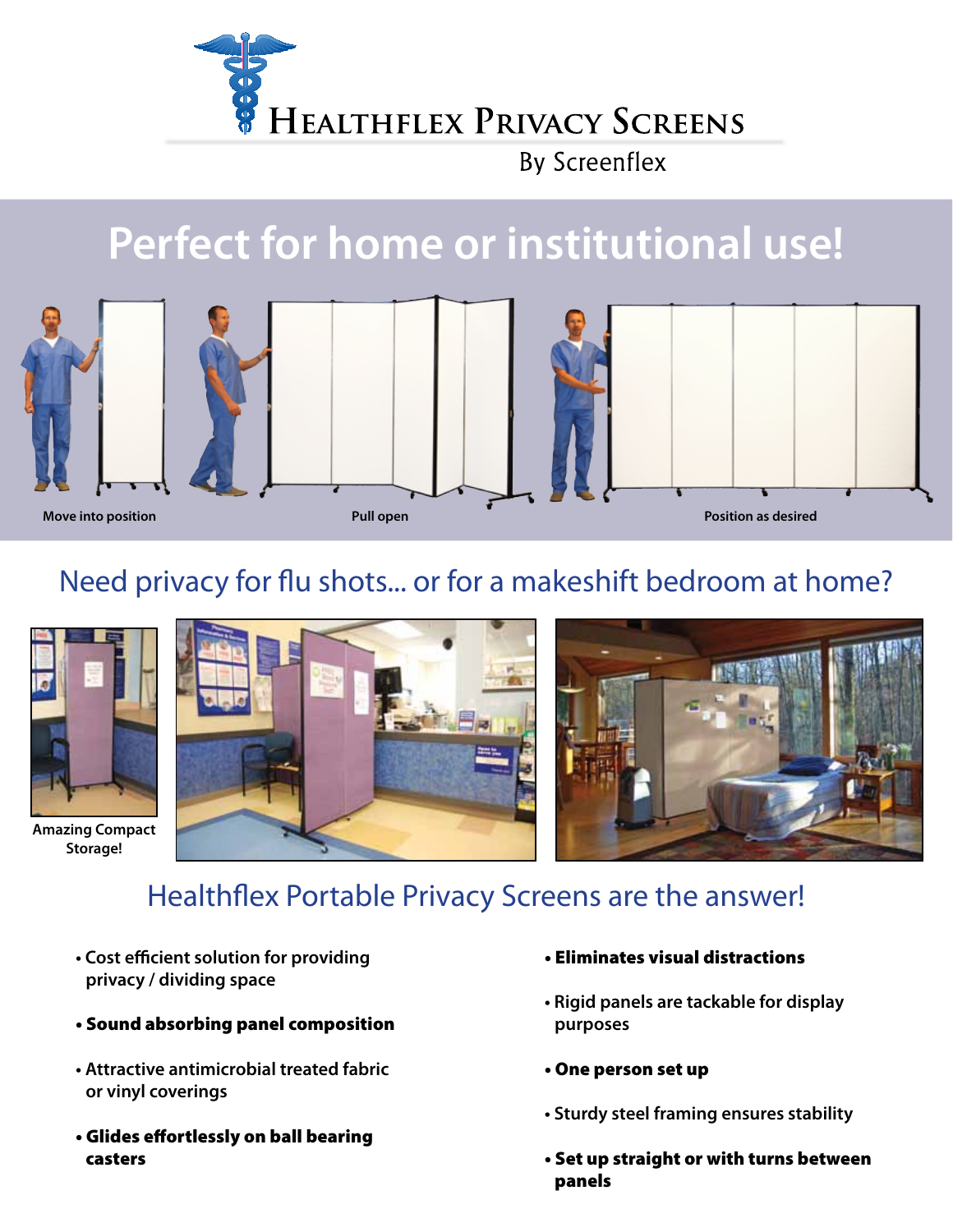# Healthflex Privacy Screens

By Screenflex

## Perfect for home or institutional use!

Move into position

Pull open

Position as desired

## Need privacy for flu shots... or for a makeshift bedroom at home?

Amazing Compact Storage!

## Healthflex Portable Privacy Screens are the answer!

- Cost efficient solution for providing privacy / dividing space
- **Sound absorbing panel composition**
- Attractive antimicrobial treated fabric or vinyl coverings
- **Glides effortlessly on ball bearing casters**
- **Eliminates visual distractions**
- Rigid panels are tackable for display purposes
- **One person set up**
- Sturdy steel framing ensures stability
- **Set up straight or with turns between panels**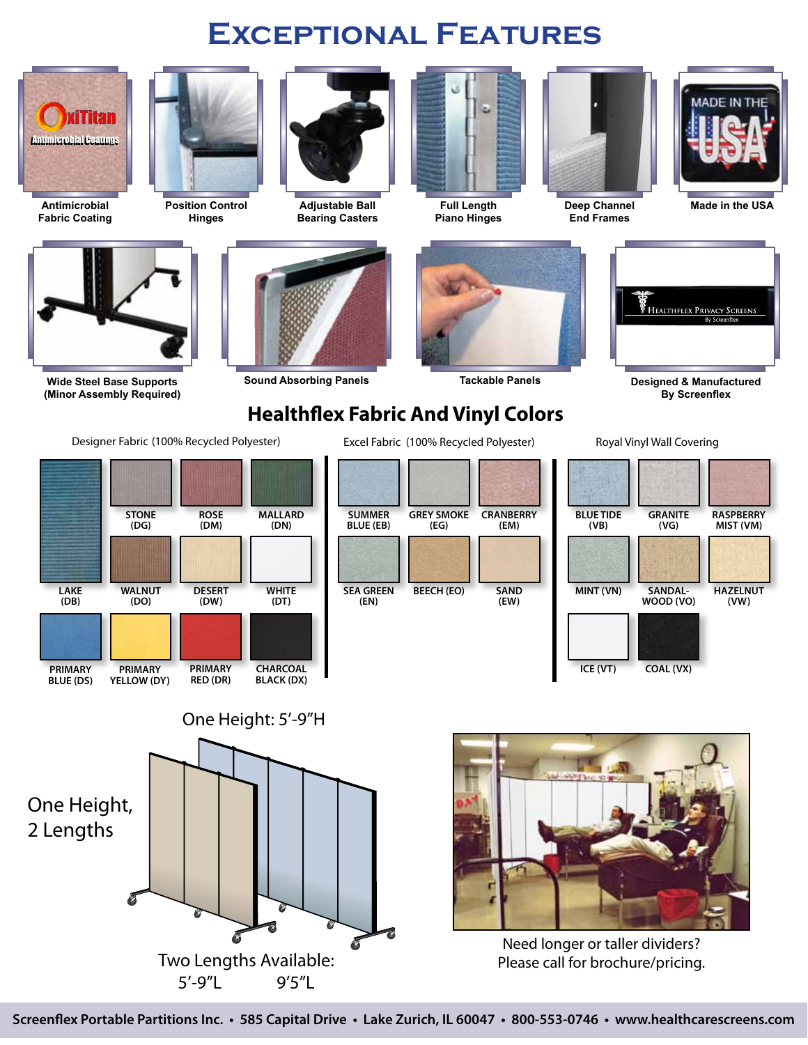# Exceptional Features

- Antimicrobial Fabric Coating
- Position Control Hinges
- Adjustable Ball Bearing Casters
- Full Length Piano Hinges
- Deep Channel End Frames
- Made in the USA
- Wide Steel Base Supports (Minor Assembly Required)
- Sound Absorbing Panels
- Tackable Panels
- Designed & Manufactured By Screenflex

## Healthflex Fabric And Vinyl Colors

**Designer Fabric (100% Recycled Polyester)**

- LAKE (DB)
- STONE (DG)
- ROSE (DM)
- MALLARD (DN)
- WALNUT (DO)
- DESERT (DW)
- WHITE (DT)
- PRIMARY BLUE (DS)
- PRIMARY YELLOW (DY)
- PRIMARY RED (DR)
- CHARCOAL BLACK (DX)

**Excel Fabric (100% Recycled Polyester)**

- SUMMER BLUE (EB)
- GREY SMOKE (EG)
- CRANBERRY (EM)
- SEA GREEN (EN)
- BEECH (EO)
- SAND (EW)

**Royal Vinyl Wall Covering**

- BLUE TIDE (VB)
- GRANITE (VG)
- RASPBERRY MIST (VM)
- MINT (VN)
- SANDALWOOD (VO)
- HAZELNUT (VW)
- ICE (VT)
- COAL (VX)

One Height: 5′-9″H

One Height, 2 Lengths

Two Lengths Available:
5′-9″L 9′5″L

Need longer or taller dividers?
Please call for brochure/pricing.

Screenflex Portable Partitions Inc. • 585 Capital Drive • Lake Zurich, IL 60047 • 800-553-0746 • www.healthcarescreens.com